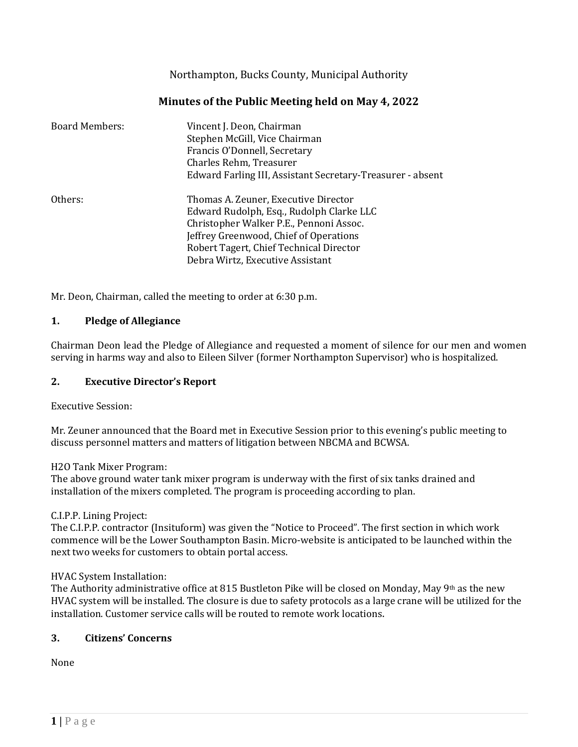Northampton, Bucks County, Municipal Authority

## Minutes of the Public Meeting held on May 4, 2022

| Board Members: | Vincent J. Deon, Chairman<br>Stephen McGill, Vice Chairman<br>Francis O'Donnell, Secretary<br>Charles Rehm, Treasurer<br>Edward Farling III, Assistant Secretary-Treasurer - absent |
|---|---|
| Others: | Thomas A. Zeuner, Executive Director<br>Edward Rudolph, Esq., Rudolph Clarke LLC<br>Christopher Walker P.E., Pennoni Assoc.<br>Jeffrey Greenwood, Chief of Operations<br>Robert Tagert, Chief Technical Director<br>Debra Wirtz, Executive Assistant |

Mr. Deon, Chairman, called the meeting to order at 6:30 p.m.

### 1. Pledge of Allegiance

Chairman Deon lead the Pledge of Allegiance and requested a moment of silence for our men and women serving in harms way and also to Eileen Silver (former Northampton Supervisor) who is hospitalized.

### 2. Executive Director's Report

Executive Session:

Mr. Zeuner announced that the Board met in Executive Session prior to this evening's public meeting to discuss personnel matters and matters of litigation between NBCMA and BCWSA.

H2O Tank Mixer Program:
The above ground water tank mixer program is underway with the first of six tanks drained and installation of the mixers completed. The program is proceeding according to plan.

C.I.P.P. Lining Project:
The C.I.P.P. contractor (Insituform) was given the "Notice to Proceed". The first section in which work commence will be the Lower Southampton Basin. Micro-website is anticipated to be launched within the next two weeks for customers to obtain portal access.

HVAC System Installation:
The Authority administrative office at 815 Bustleton Pike will be closed on Monday, May 9th as the new HVAC system will be installed. The closure is due to safety protocols as a large crane will be utilized for the installation. Customer service calls will be routed to remote work locations.

### 3. Citizens' Concerns

None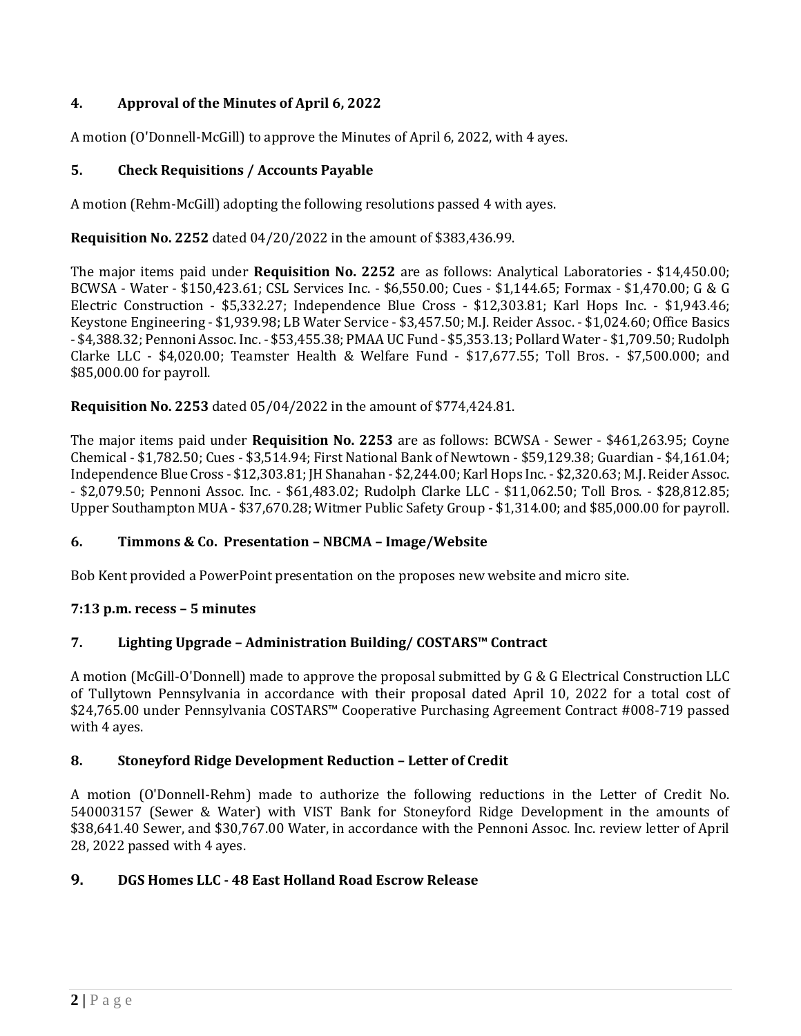## 4. Approval of the Minutes of April 6, 2022

A motion (O'Donnell-McGill) to approve the Minutes of April 6, 2022, with 4 ayes.

## 5. Check Requisitions / Accounts Payable

A motion (Rehm-McGill) adopting the following resolutions passed 4 with ayes.

**Requisition No. 2252** dated 04/20/2022 in the amount of $383,436.99.

The major items paid under **Requisition No. 2252** are as follows: Analytical Laboratories - $14,450.00; BCWSA - Water - $150,423.61; CSL Services Inc. - $6,550.00; Cues - $1,144.65; Formax - $1,470.00; G & G Electric Construction - $5,332.27; Independence Blue Cross - $12,303.81; Karl Hops Inc. - $1,943.46; Keystone Engineering - $1,939.98; LB Water Service - $3,457.50; M.J. Reider Assoc. - $1,024.60; Office Basics - $4,388.32; Pennoni Assoc. Inc. - $53,455.38; PMAA UC Fund - $5,353.13; Pollard Water - $1,709.50; Rudolph Clarke LLC - $4,020.00; Teamster Health & Welfare Fund - $17,677.55; Toll Bros. - $7,500.000; and $85,000.00 for payroll.

**Requisition No. 2253** dated 05/04/2022 in the amount of $774,424.81.

The major items paid under **Requisition No. 2253** are as follows: BCWSA - Sewer - $461,263.95; Coyne Chemical - $1,782.50; Cues - $3,514.94; First National Bank of Newtown - $59,129.38; Guardian - $4,161.04; Independence Blue Cross - $12,303.81; JH Shanahan - $2,244.00; Karl Hops Inc. - $2,320.63; M.J. Reider Assoc. - $2,079.50; Pennoni Assoc. Inc. - $61,483.02; Rudolph Clarke LLC - $11,062.50; Toll Bros. - $28,812.85; Upper Southampton MUA - $37,670.28; Witmer Public Safety Group - $1,314.00; and $85,000.00 for payroll.

## 6. Timmons & Co. Presentation – NBCMA – Image/Website

Bob Kent provided a PowerPoint presentation on the proposes new website and micro site.

**7:13 p.m. recess – 5 minutes**

## 7. Lighting Upgrade – Administration Building/ COSTARS™ Contract

A motion (McGill-O'Donnell) made to approve the proposal submitted by G & G Electrical Construction LLC of Tullytown Pennsylvania in accordance with their proposal dated April 10, 2022 for a total cost of $24,765.00 under Pennsylvania COSTARS™ Cooperative Purchasing Agreement Contract #008-719 passed with 4 ayes.

## 8. Stoneyford Ridge Development Reduction – Letter of Credit

A motion (O'Donnell-Rehm) made to authorize the following reductions in the Letter of Credit No. 540003157 (Sewer & Water) with VIST Bank for Stoneyford Ridge Development in the amounts of $38,641.40 Sewer, and $30,767.00 Water, in accordance with the Pennoni Assoc. Inc. review letter of April 28, 2022 passed with 4 ayes.

## 9. DGS Homes LLC - 48 East Holland Road Escrow Release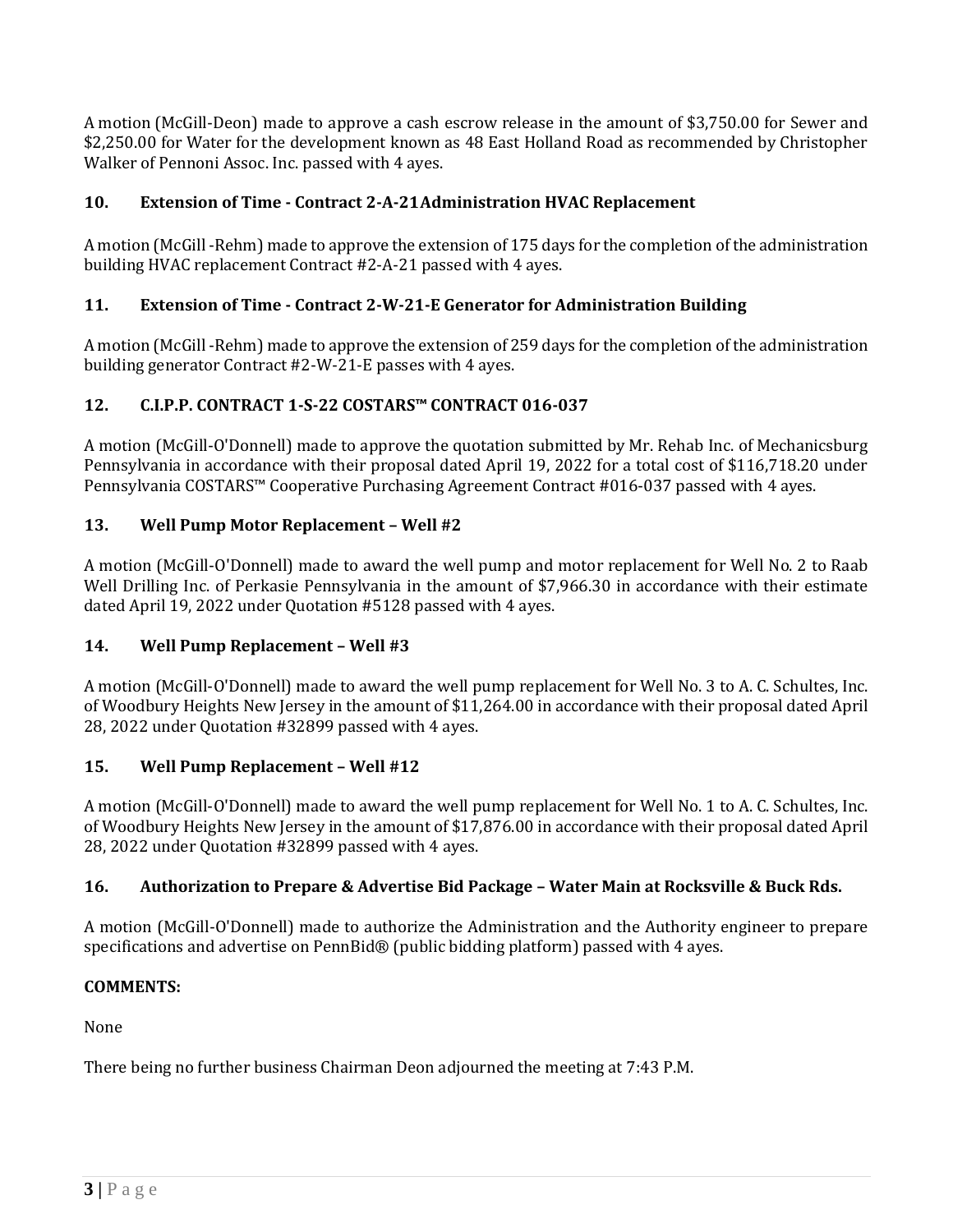A motion (McGill-Deon) made to approve a cash escrow release in the amount of $3,750.00 for Sewer and $2,250.00 for Water for the development known as 48 East Holland Road as recommended by Christopher Walker of Pennoni Assoc. Inc. passed with 4 ayes.

## 10. Extension of Time - Contract 2-A-21 Administration HVAC Replacement

A motion (McGill -Rehm) made to approve the extension of 175 days for the completion of the administration building HVAC replacement Contract #2-A-21 passed with 4 ayes.

## 11. Extension of Time - Contract 2-W-21-E Generator for Administration Building

A motion (McGill -Rehm) made to approve the extension of 259 days for the completion of the administration building generator Contract #2-W-21-E passes with 4 ayes.

## 12. C.I.P.P. CONTRACT 1-S-22 COSTARS™ CONTRACT 016-037

A motion (McGill-O'Donnell) made to approve the quotation submitted by Mr. Rehab Inc. of Mechanicsburg Pennsylvania in accordance with their proposal dated April 19, 2022 for a total cost of $116,718.20 under Pennsylvania COSTARS™ Cooperative Purchasing Agreement Contract #016-037 passed with 4 ayes.

## 13. Well Pump Motor Replacement – Well #2

A motion (McGill-O'Donnell) made to award the well pump and motor replacement for Well No. 2 to Raab Well Drilling Inc. of Perkasie Pennsylvania in the amount of $7,966.30 in accordance with their estimate dated April 19, 2022 under Quotation #5128 passed with 4 ayes.

## 14. Well Pump Replacement – Well #3

A motion (McGill-O'Donnell) made to award the well pump replacement for Well No. 3 to A. C. Schultes, Inc. of Woodbury Heights New Jersey in the amount of $11,264.00 in accordance with their proposal dated April 28, 2022 under Quotation #32899 passed with 4 ayes.

## 15. Well Pump Replacement – Well #12

A motion (McGill-O'Donnell) made to award the well pump replacement for Well No. 1 to A. C. Schultes, Inc. of Woodbury Heights New Jersey in the amount of $17,876.00 in accordance with their proposal dated April 28, 2022 under Quotation #32899 passed with 4 ayes.

## 16. Authorization to Prepare & Advertise Bid Package – Water Main at Rocksville & Buck Rds.

A motion (McGill-O'Donnell) made to authorize the Administration and the Authority engineer to prepare specifications and advertise on PennBid® (public bidding platform) passed with 4 ayes.

**COMMENTS:**

None

There being no further business Chairman Deon adjourned the meeting at 7:43 P.M.